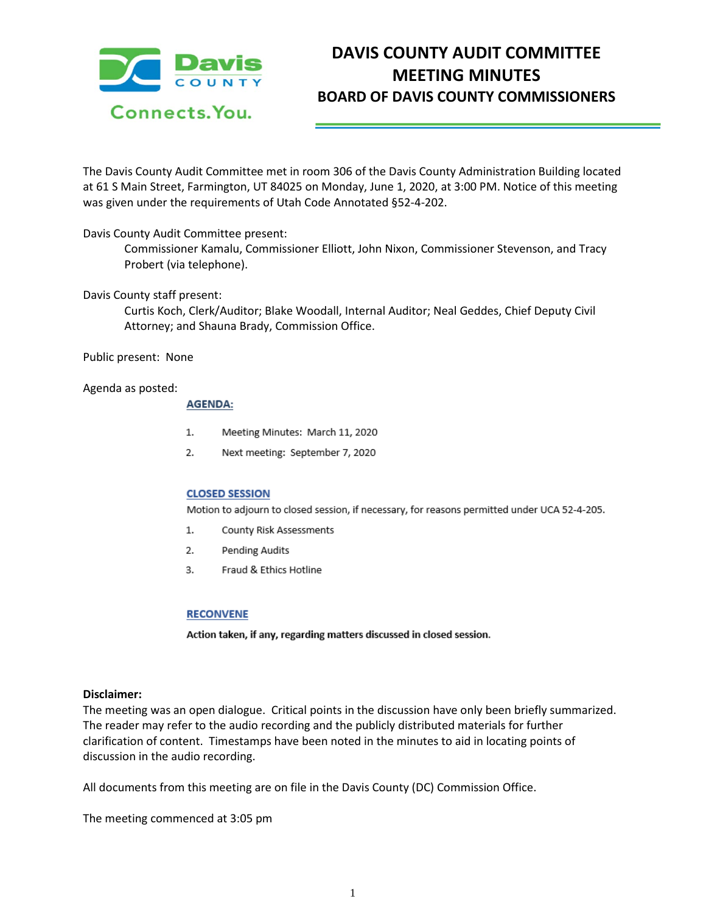# DAVIS COUNTY AUDIT COMMITTEE MEETING MINUTES

## BOARD OF DAVIS COUNTY COMMISSIONERS

The Davis County Audit Committee met in room 306 of the Davis County Administration Building located at 61 S Main Street, Farmington, UT 84025 on Monday, June 1, 2020, at 3:00 PM. Notice of this meeting was given under the requirements of Utah Code Annotated §52-4-202.

Davis County Audit Committee present:

Commissioner Kamalu, Commissioner Elliott, John Nixon, Commissioner Stevenson, and Tracy Probert (via telephone).

Davis County staff present:

Curtis Koch, Clerk/Auditor; Blake Woodall, Internal Auditor; Neal Geddes, Chief Deputy Civil Attorney; and Shauna Brady, Commission Office.

Public present: None

Agenda as posted:

**AGENDA:**

1. Meeting Minutes: March 11, 2020
2. Next meeting: September 7, 2020

**CLOSED SESSION**

Motion to adjourn to closed session, if necessary, for reasons permitted under UCA 52-4-205.

1. County Risk Assessments
2. Pending Audits
3. Fraud & Ethics Hotline

**RECONVENE**

**Action taken, if any, regarding matters discussed in closed session.**

**Disclaimer:**

The meeting was an open dialogue. Critical points in the discussion have only been briefly summarized. The reader may refer to the audio recording and the publicly distributed materials for further clarification of content. Timestamps have been noted in the minutes to aid in locating points of discussion in the audio recording.

All documents from this meeting are on file in the Davis County (DC) Commission Office.

The meeting commenced at 3:05 pm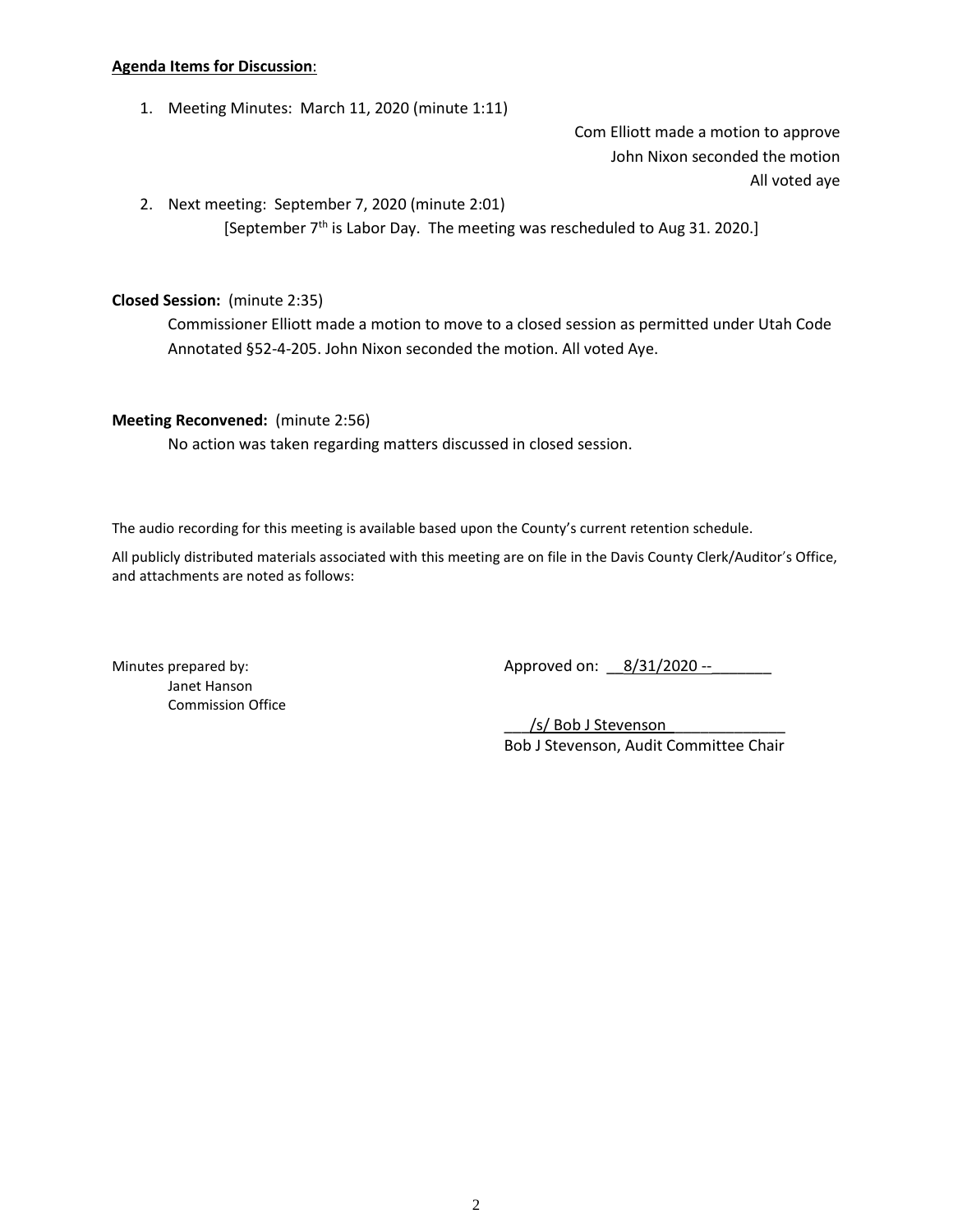**Agenda Items for Discussion**:

1. Meeting Minutes: March 11, 2020 (minute 1:11)

Com Elliott made a motion to approve
John Nixon seconded the motion
All voted aye

2. Next meeting: September 7, 2020 (minute 2:01)
[September 7th is Labor Day. The meeting was rescheduled to Aug 31. 2020.]

**Closed Session:** (minute 2:35)

Commissioner Elliott made a motion to move to a closed session as permitted under Utah Code Annotated §52-4-205. John Nixon seconded the motion. All voted Aye.

**Meeting Reconvened:** (minute 2:56)

No action was taken regarding matters discussed in closed session.

The audio recording for this meeting is available based upon the County's current retention schedule.

All publicly distributed materials associated with this meeting are on file in the Davis County Clerk/Auditor's Office, and attachments are noted as follows:

Minutes prepared by:
Janet Hanson
Commission Office

Approved on: 8/31/2020 --

/s/ Bob J Stevenson
Bob J Stevenson, Audit Committee Chair